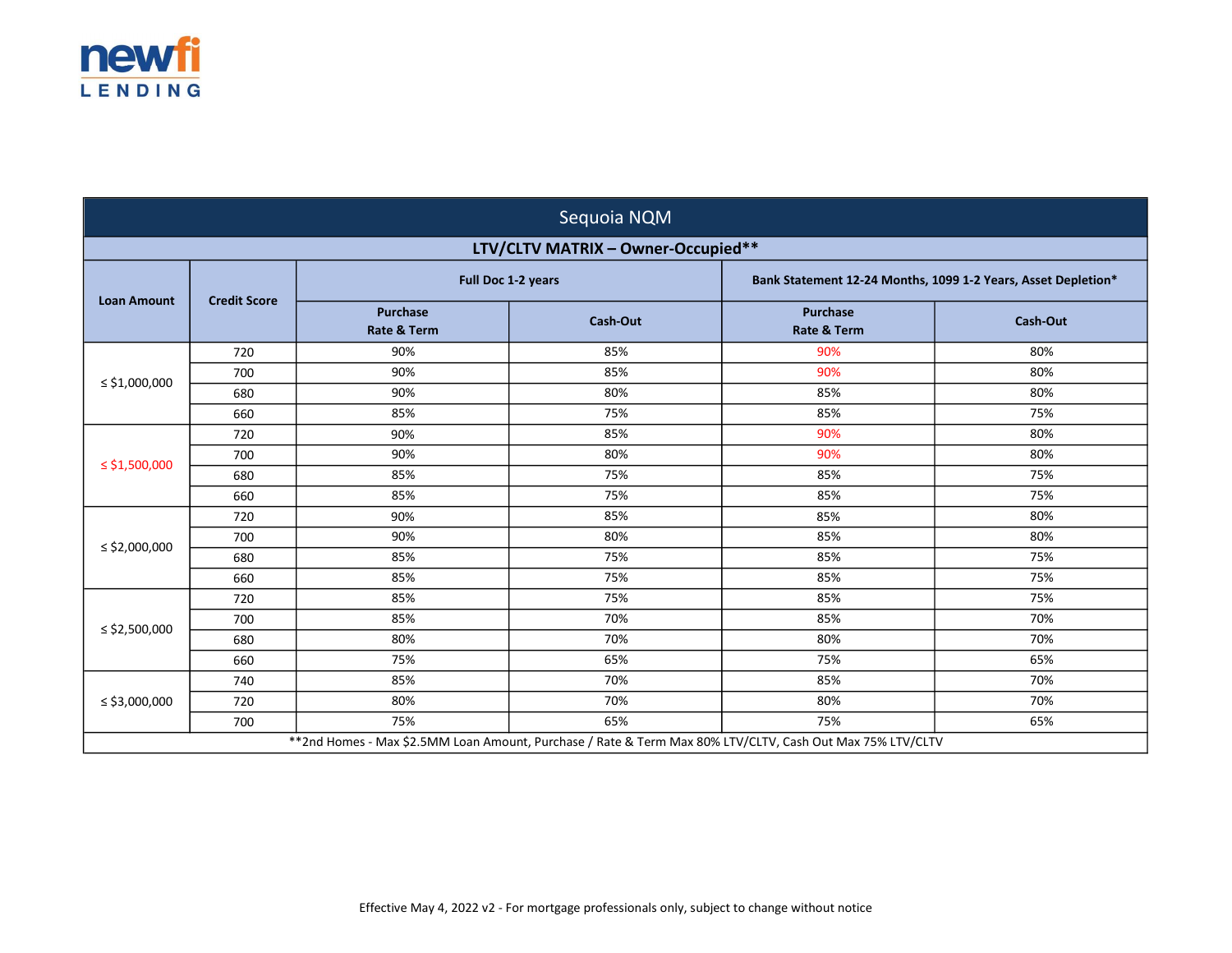newfi LENDING

| Sequoia NQM | | | | | |
|---|---|---|---|---|---|
| **LTV/CLTV MATRIX – Owner-Occupied**** | | | | | |
| **Loan Amount** | **Credit Score** | **Full Doc 1-2 years** | | **Bank Statement 12-24 Months, 1099 1-2 Years, Asset Depletion*** | |
| | | **Purchase Rate & Term** | **Cash-Out** | **Purchase Rate & Term** | **Cash-Out** |
| ≤ $1,000,000 | 720 | 90% | 85% | 90% | 80% |
| | 700 | 90% | 85% | 90% | 80% |
| | 680 | 90% | 80% | 85% | 80% |
| | 660 | 85% | 75% | 85% | 75% |
| ≤ $1,500,000 | 720 | 90% | 85% | 90% | 80% |
| | 700 | 90% | 80% | 90% | 80% |
| | 680 | 85% | 75% | 85% | 75% |
| | 660 | 85% | 75% | 85% | 75% |
| ≤ $2,000,000 | 720 | 90% | 85% | 85% | 80% |
| | 700 | 90% | 80% | 85% | 80% |
| | 680 | 85% | 75% | 85% | 75% |
| | 660 | 85% | 75% | 85% | 75% |
| ≤ $2,500,000 | 720 | 85% | 75% | 85% | 75% |
| | 700 | 85% | 70% | 85% | 70% |
| | 680 | 80% | 70% | 80% | 70% |
| | 660 | 75% | 65% | 75% | 65% |
| ≤ $3,000,000 | 740 | 85% | 70% | 85% | 70% |
| | 720 | 80% | 70% | 80% | 70% |
| | 700 | 75% | 65% | 75% | 65% |

**2nd Homes - Max $2.5MM Loan Amount, Purchase / Rate & Term Max 80% LTV/CLTV, Cash Out Max 75% LTV/CLTV

Effective May 4, 2022 v2 - For mortgage professionals only, subject to change without notice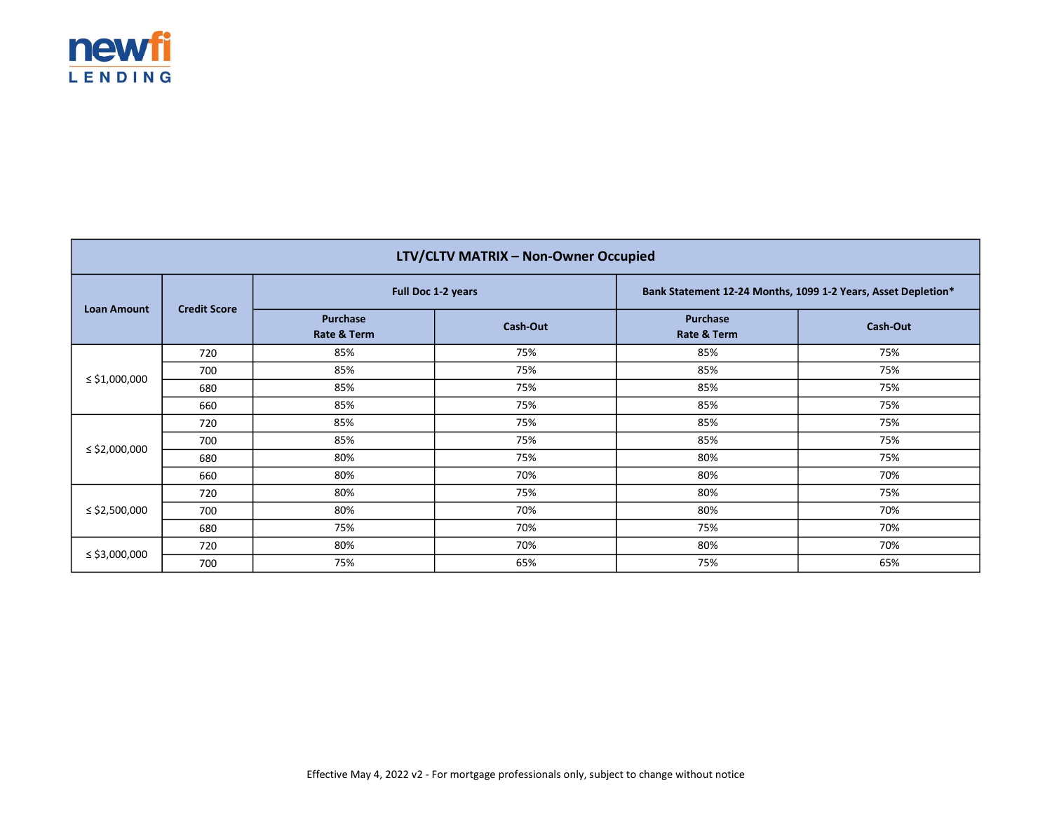| LTV/CLTV MATRIX – Non-Owner Occupied | | | | | |
|---|---|---|---|---|---|
| Loan Amount | Credit Score | Full Doc 1-2 years | | Bank Statement 12-24 Months, 1099 1-2 Years, Asset Depletion* | |
| | | Purchase Rate & Term | Cash-Out | Purchase Rate & Term | Cash-Out |
| ≤ $1,000,000 | 720 | 85% | 75% | 85% | 75% |
| | 700 | 85% | 75% | 85% | 75% |
| | 680 | 85% | 75% | 85% | 75% |
| | 660 | 85% | 75% | 85% | 75% |
| ≤ $2,000,000 | 720 | 85% | 75% | 85% | 75% |
| | 700 | 85% | 75% | 85% | 75% |
| | 680 | 80% | 75% | 80% | 75% |
| | 660 | 80% | 70% | 80% | 70% |
| ≤ $2,500,000 | 720 | 80% | 75% | 80% | 75% |
| | 700 | 80% | 70% | 80% | 70% |
| | 680 | 75% | 70% | 75% | 70% |
| ≤ $3,000,000 | 720 | 80% | 70% | 80% | 70% |
| | 700 | 75% | 65% | 75% | 65% |

Effective May 4, 2022 v2 - For mortgage professionals only, subject to change without notice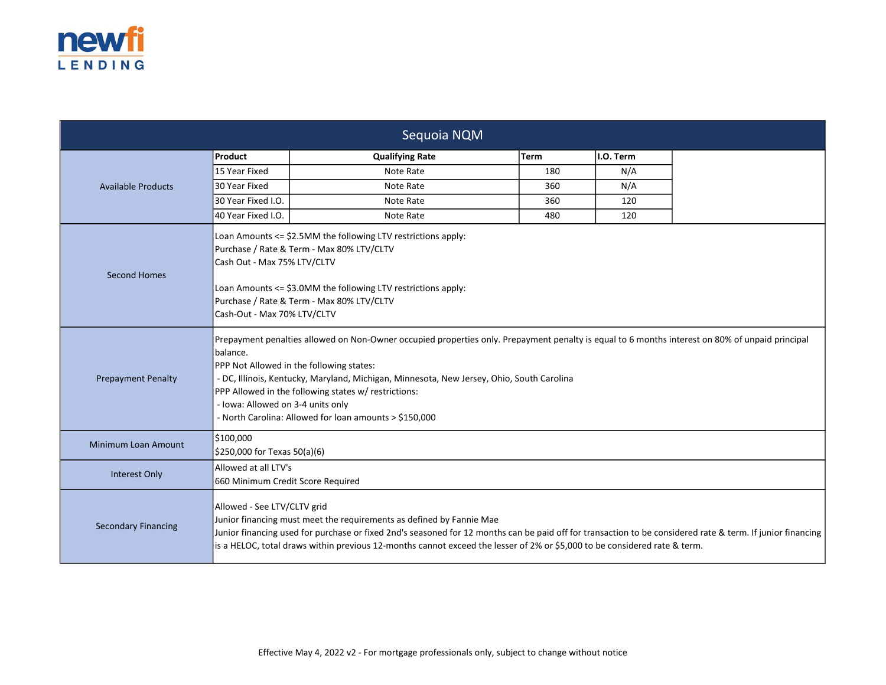# Sequoia NQM

## Available Products

| Product | Qualifying Rate | Term | I.O. Term |
|---|---|---|---|
| 15 Year Fixed | Note Rate | 180 | N/A |
| 30 Year Fixed | Note Rate | 360 | N/A |
| 30 Year Fixed I.O. | Note Rate | 360 | 120 |
| 40 Year Fixed I.O. | Note Rate | 480 | 120 |

## Second Homes

Loan Amounts <= $2.5MM the following LTV restrictions apply:
Purchase / Rate & Term - Max 80% LTV/CLTV
Cash Out - Max 75% LTV/CLTV

Loan Amounts <= $3.0MM the following LTV restrictions apply:
Purchase / Rate & Term - Max 80% LTV/CLTV
Cash-Out - Max 70% LTV/CLTV

## Prepayment Penalty

Prepayment penalties allowed on Non-Owner occupied properties only. Prepayment penalty is equal to 6 months interest on 80% of unpaid principal balance.

PPP Not Allowed in the following states:
- DC, Illinois, Kentucky, Maryland, Michigan, Minnesota, New Jersey, Ohio, South Carolina

PPP Allowed in the following states w/ restrictions:
- Iowa: Allowed on 3-4 units only
- North Carolina: Allowed for loan amounts > $150,000

## Minimum Loan Amount

$100,000
$250,000 for Texas 50(a)(6)

## Interest Only

Allowed at all LTV's
660 Minimum Credit Score Required

## Secondary Financing

Allowed - See LTV/CLTV grid
Junior financing must meet the requirements as defined by Fannie Mae
Junior financing used for purchase or fixed 2nd's seasoned for 12 months can be paid off for transaction to be considered rate & term. If junior financing is a HELOC, total draws within previous 12-months cannot exceed the lesser of 2% or $5,000 to be considered rate & term.

Effective May 4, 2022 v2 - For mortgage professionals only, subject to change without notice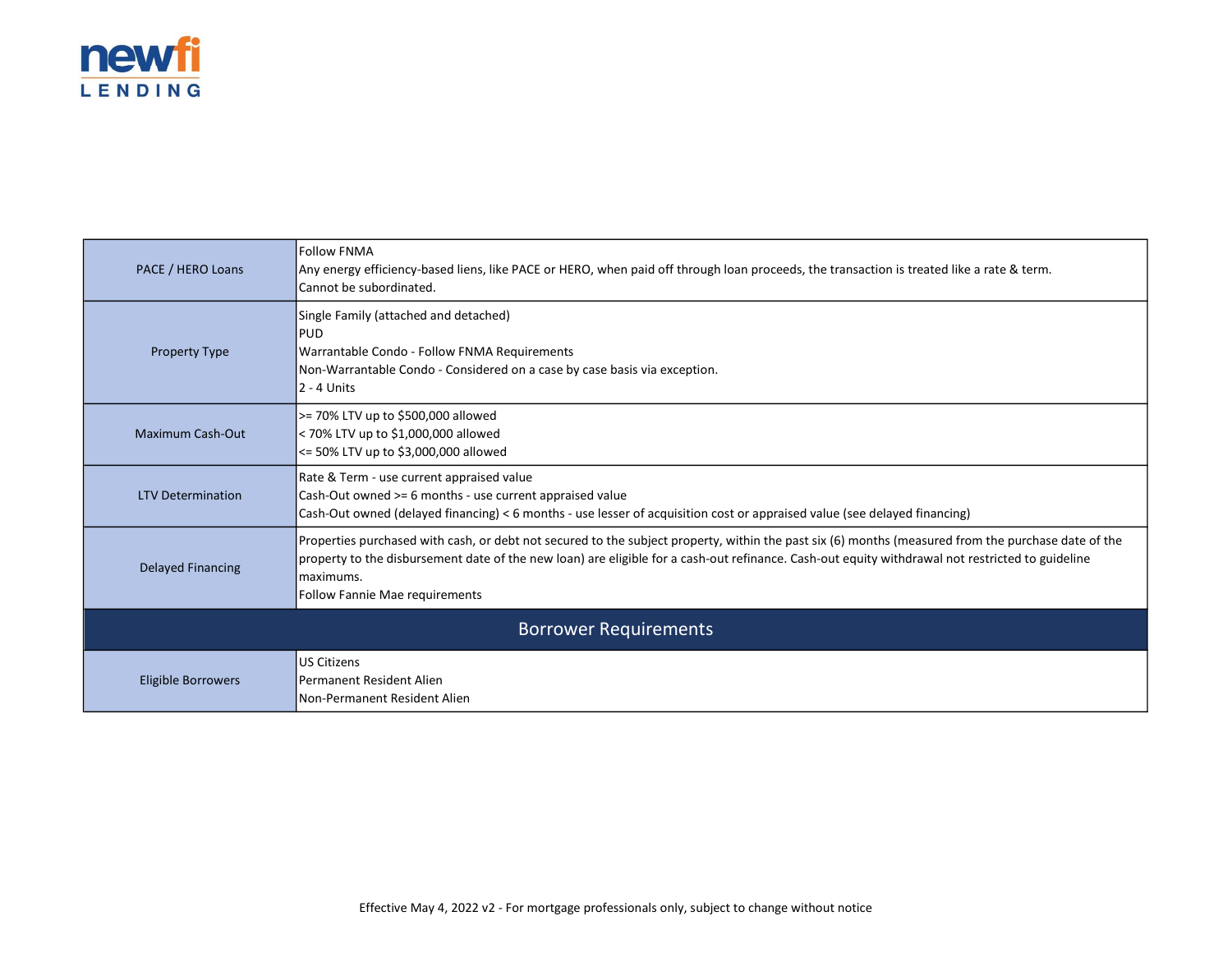| | |
|---|---|
| PACE / HERO Loans | Follow FNMA<br>Any energy efficiency-based liens, like PACE or HERO, when paid off through loan proceeds, the transaction is treated like a rate & term.<br>Cannot be subordinated. |
| Property Type | Single Family (attached and detached)<br>PUD<br>Warrantable Condo - Follow FNMA Requirements<br>Non-Warrantable Condo - Considered on a case by case basis via exception.<br>2 - 4 Units |
| Maximum Cash-Out | >= 70% LTV up to $500,000 allowed<br>< 70% LTV up to $1,000,000 allowed<br><= 50% LTV up to $3,000,000 allowed |
| LTV Determination | Rate & Term - use current appraised value<br>Cash-Out owned >= 6 months - use current appraised value<br>Cash-Out owned (delayed financing) < 6 months - use lesser of acquisition cost or appraised value (see delayed financing) |
| Delayed Financing | Properties purchased with cash, or debt not secured to the subject property, within the past six (6) months (measured from the purchase date of the property to the disbursement date of the new loan) are eligible for a cash-out refinance. Cash-out equity withdrawal not restricted to guideline maximums.<br>Follow Fannie Mae requirements |
| **Borrower Requirements** | |
| Eligible Borrowers | US Citizens<br>Permanent Resident Alien<br>Non-Permanent Resident Alien |

Effective May 4, 2022 v2 - For mortgage professionals only, subject to change without notice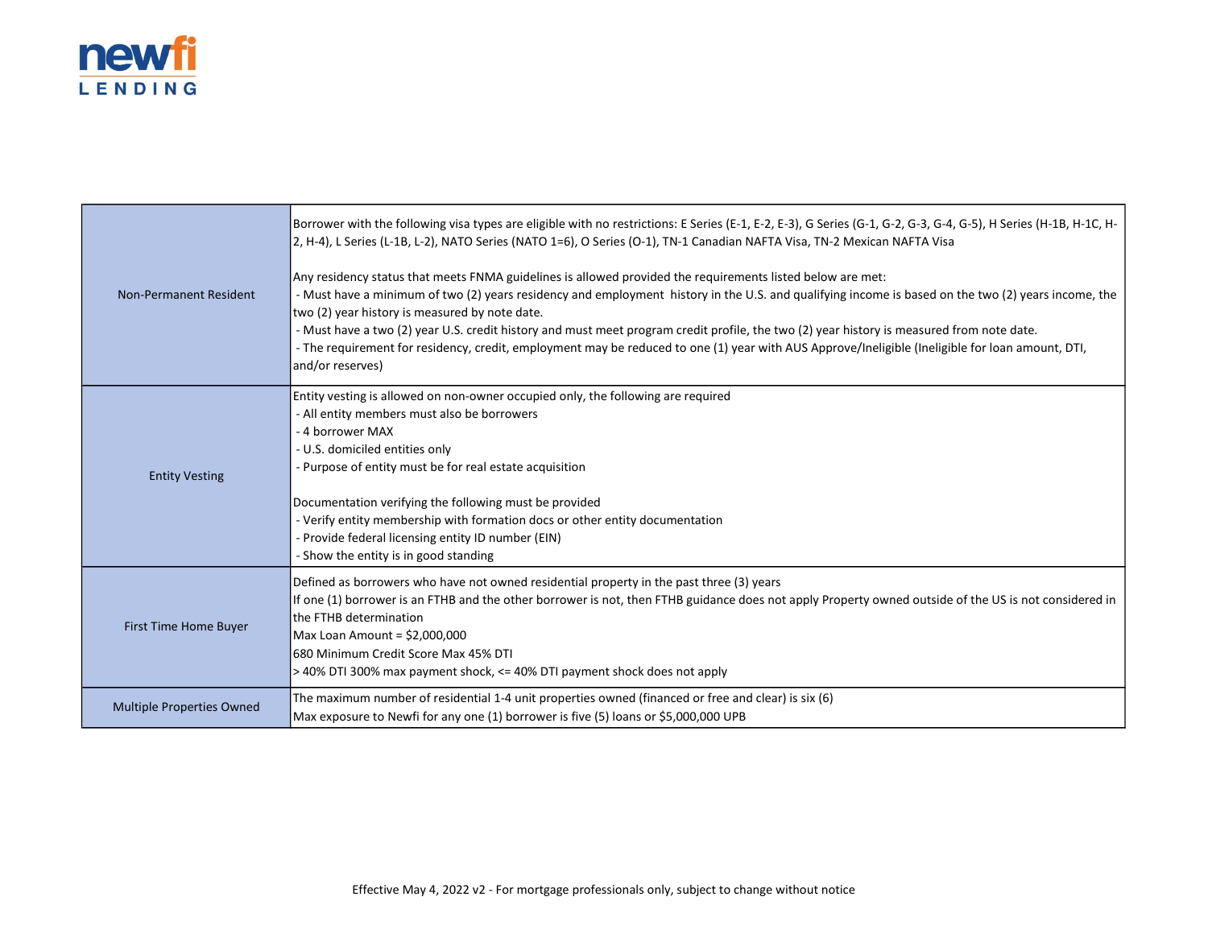| | |
|---|---|
| Non-Permanent Resident | Borrower with the following visa types are eligible with no restrictions: E Series (E-1, E-2, E-3), G Series (G-1, G-2, G-3, G-4, G-5), H Series (H-1B, H-1C, H-2, H-4), L Series (L-1B, L-2), NATO Series (NATO 1=6), O Series (O-1), TN-1 Canadian NAFTA Visa, TN-2 Mexican NAFTA Visa<br><br>Any residency status that meets FNMA guidelines is allowed provided the requirements listed below are met:<br>- Must have a minimum of two (2) years residency and employment history in the U.S. and qualifying income is based on the two (2) years income, the two (2) year history is measured by note date.<br>- Must have a two (2) year U.S. credit history and must meet program credit profile, the two (2) year history is measured from note date.<br>- The requirement for residency, credit, employment may be reduced to one (1) year with AUS Approve/Ineligible (Ineligible for loan amount, DTI, and/or reserves) |
| Entity Vesting | Entity vesting is allowed on non-owner occupied only, the following are required<br>- All entity members must also be borrowers<br>- 4 borrower MAX<br>- U.S. domiciled entities only<br>- Purpose of entity must be for real estate acquisition<br><br>Documentation verifying the following must be provided<br>- Verify entity membership with formation docs or other entity documentation<br>- Provide federal licensing entity ID number (EIN)<br>- Show the entity is in good standing |
| First Time Home Buyer | Defined as borrowers who have not owned residential property in the past three (3) years<br>If one (1) borrower is an FTHB and the other borrower is not, then FTHB guidance does not apply Property owned outside of the US is not considered in the FTHB determination<br>Max Loan Amount = $2,000,000<br>680 Minimum Credit Score Max 45% DTI<br>> 40% DTI 300% max payment shock, <= 40% DTI payment shock does not apply |
| Multiple Properties Owned | The maximum number of residential 1-4 unit properties owned (financed or free and clear) is six (6)<br>Max exposure to Newfi for any one (1) borrower is five (5) loans or $5,000,000 UPB |

Effective May 4, 2022 v2 - For mortgage professionals only, subject to change without notice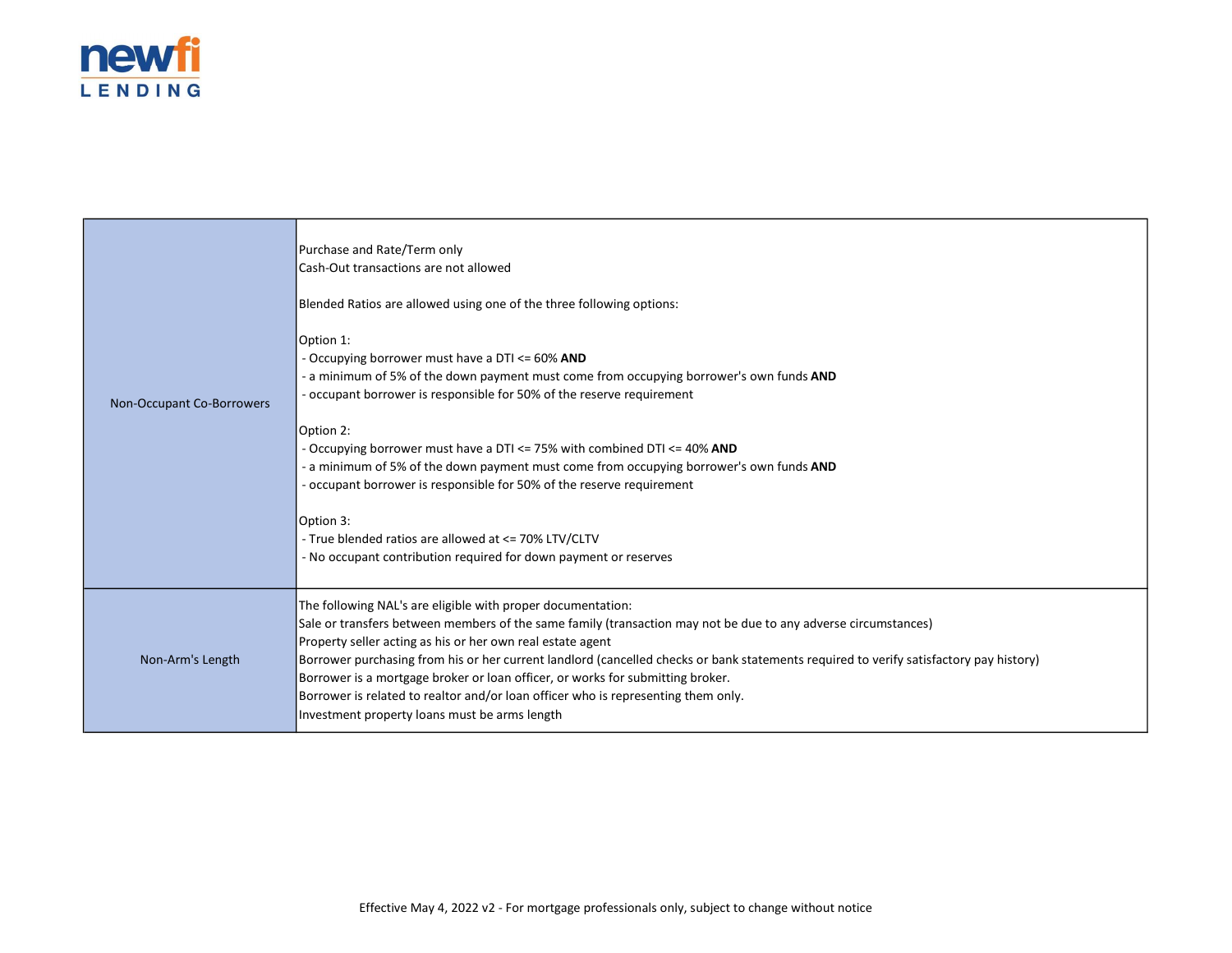| | |
|---|---|
| Non-Occupant Co-Borrowers | Purchase and Rate/Term only<br>Cash-Out transactions are not allowed<br><br>Blended Ratios are allowed using one of the three following options:<br><br>Option 1:<br>- Occupying borrower must have a DTI <= 60% **AND**<br>- a minimum of 5% of the down payment must come from occupying borrower's own funds **AND**<br>- occupant borrower is responsible for 50% of the reserve requirement<br><br>Option 2:<br>- Occupying borrower must have a DTI <= 75% with combined DTI <= 40% **AND**<br>- a minimum of 5% of the down payment must come from occupying borrower's own funds **AND**<br>- occupant borrower is responsible for 50% of the reserve requirement<br><br>Option 3:<br>- True blended ratios are allowed at <= 70% LTV/CLTV<br>- No occupant contribution required for down payment or reserves |
| Non-Arm's Length | The following NAL's are eligible with proper documentation:<br>Sale or transfers between members of the same family (transaction may not be due to any adverse circumstances)<br>Property seller acting as his or her own real estate agent<br>Borrower purchasing from his or her current landlord (cancelled checks or bank statements required to verify satisfactory pay history)<br>Borrower is a mortgage broker or loan officer, or works for submitting broker.<br>Borrower is related to realtor and/or loan officer who is representing them only.<br>Investment property loans must be arms length |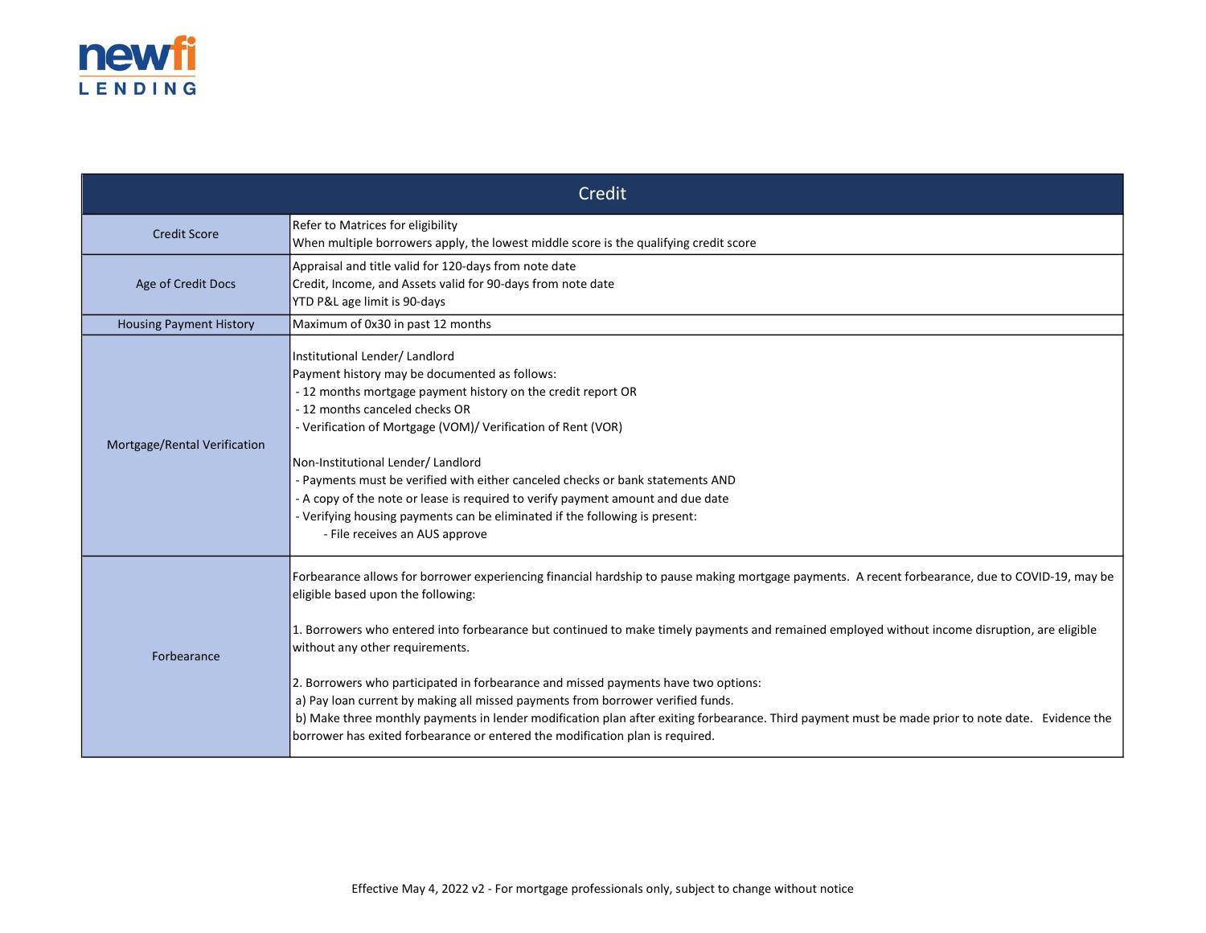| Credit | |
|---|---|
| Credit Score | Refer to Matrices for eligibility<br>When multiple borrowers apply, the lowest middle score is the qualifying credit score |
| Age of Credit Docs | Appraisal and title valid for 120-days from note date<br>Credit, Income, and Assets valid for 90-days from note date<br>YTD P&L age limit is 90-days |
| Housing Payment History | Maximum of 0x30 in past 12 months |
| Mortgage/Rental Verification | Institutional Lender/ Landlord<br>Payment history may be documented as follows:<br>- 12 months mortgage payment history on the credit report OR<br>- 12 months canceled checks OR<br>- Verification of Mortgage (VOM)/ Verification of Rent (VOR)<br><br>Non-Institutional Lender/ Landlord<br>- Payments must be verified with either canceled checks or bank statements AND<br>- A copy of the note or lease is required to verify payment amount and due date<br>- Verifying housing payments can be eliminated if the following is present:<br>- File receives an AUS approve |
| Forbearance | Forbearance allows for borrower experiencing financial hardship to pause making mortgage payments. A recent forbearance, due to COVID-19, may be eligible based upon the following:<br><br>1. Borrowers who entered into forbearance but continued to make timely payments and remained employed without income disruption, are eligible without any other requirements.<br><br>2. Borrowers who participated in forbearance and missed payments have two options:<br>a) Pay loan current by making all missed payments from borrower verified funds.<br>b) Make three monthly payments in lender modification plan after exiting forbearance. Third payment must be made prior to note date. Evidence the borrower has exited forbearance or entered the modification plan is required. |

Effective May 4, 2022 v2 - For mortgage professionals only, subject to change without notice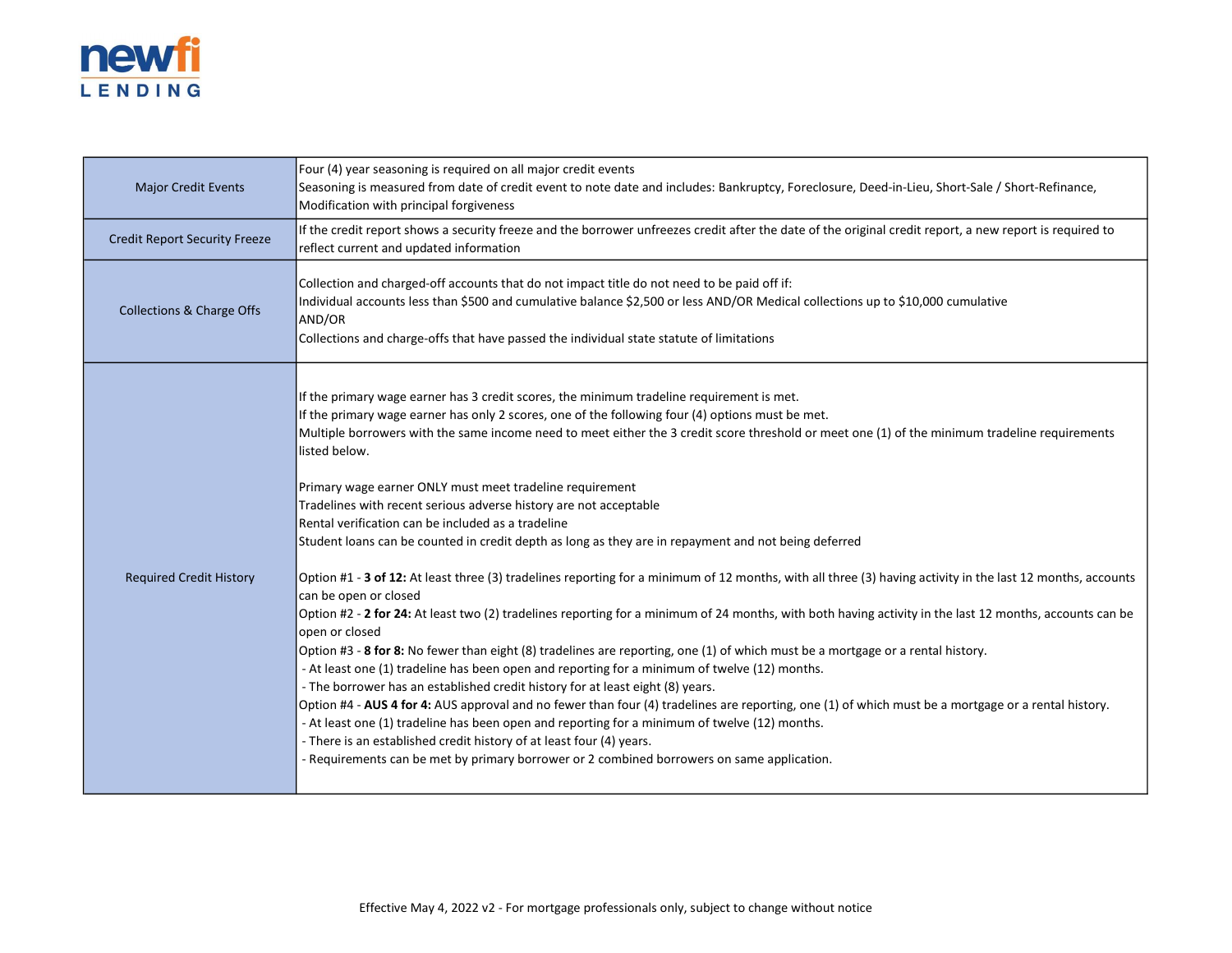| | |
|---|---|
| Major Credit Events | Four (4) year seasoning is required on all major credit events<br>Seasoning is measured from date of credit event to note date and includes: Bankruptcy, Foreclosure, Deed-in-Lieu, Short-Sale / Short-Refinance, Modification with principal forgiveness |
| Credit Report Security Freeze | If the credit report shows a security freeze and the borrower unfreezes credit after the date of the original credit report, a new report is required to reflect current and updated information |
| Collections & Charge Offs | Collection and charged-off accounts that do not impact title do not need to be paid off if:<br>Individual accounts less than $500 and cumulative balance $2,500 or less AND/OR Medical collections up to $10,000 cumulative<br>AND/OR<br>Collections and charge-offs that have passed the individual state statute of limitations |
| Required Credit History | If the primary wage earner has 3 credit scores, the minimum tradeline requirement is met.<br>If the primary wage earner has only 2 scores, one of the following four (4) options must be met.<br>Multiple borrowers with the same income need to meet either the 3 credit score threshold or meet one (1) of the minimum tradeline requirements listed below.<br><br>Primary wage earner ONLY must meet tradeline requirement<br>Tradelines with recent serious adverse history are not acceptable<br>Rental verification can be included as a tradeline<br>Student loans can be counted in credit depth as long as they are in repayment and not being deferred<br><br>Option #1 - **3 of 12:** At least three (3) tradelines reporting for a minimum of 12 months, with all three (3) having activity in the last 12 months, accounts can be open or closed<br>Option #2 - **2 for 24:** At least two (2) tradelines reporting for a minimum of 24 months, with both having activity in the last 12 months, accounts can be open or closed<br>Option #3 - **8 for 8:** No fewer than eight (8) tradelines are reporting, one (1) of which must be a mortgage or a rental history.<br>- At least one (1) tradeline has been open and reporting for a minimum of twelve (12) months.<br>- The borrower has an established credit history for at least eight (8) years.<br>Option #4 - **AUS 4 for 4:** AUS approval and no fewer than four (4) tradelines are reporting, one (1) of which must be a mortgage or a rental history.<br>- At least one (1) tradeline has been open and reporting for a minimum of twelve (12) months.<br>- There is an established credit history of at least four (4) years.<br>- Requirements can be met by primary borrower or 2 combined borrowers on same application. |

Effective May 4, 2022 v2 - For mortgage professionals only, subject to change without notice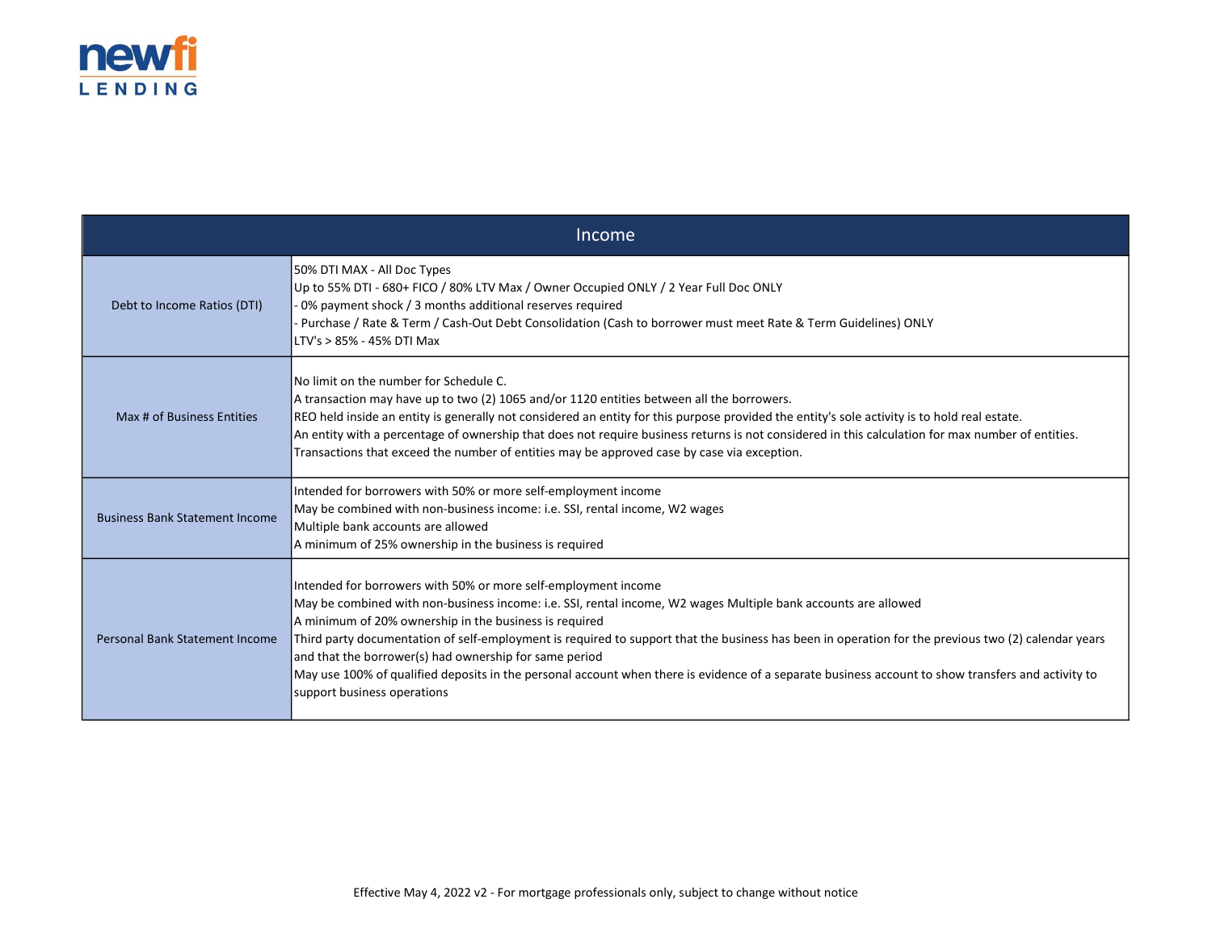| Income | |
|---|---|
| Debt to Income Ratios (DTI) | 50% DTI MAX - All Doc Types<br>Up to 55% DTI - 680+ FICO / 80% LTV Max / Owner Occupied ONLY / 2 Year Full Doc ONLY<br>- 0% payment shock / 3 months additional reserves required<br>- Purchase / Rate & Term / Cash-Out Debt Consolidation (Cash to borrower must meet Rate & Term Guidelines) ONLY<br>LTV's > 85% - 45% DTI Max |
| Max # of Business Entities | No limit on the number for Schedule C.<br>A transaction may have up to two (2) 1065 and/or 1120 entities between all the borrowers.<br>REO held inside an entity is generally not considered an entity for this purpose provided the entity's sole activity is to hold real estate.<br>An entity with a percentage of ownership that does not require business returns is not considered in this calculation for max number of entities.<br>Transactions that exceed the number of entities may be approved case by case via exception. |
| Business Bank Statement Income | Intended for borrowers with 50% or more self-employment income<br>May be combined with non-business income: i.e. SSI, rental income, W2 wages<br>Multiple bank accounts are allowed<br>A minimum of 25% ownership in the business is required |
| Personal Bank Statement Income | Intended for borrowers with 50% or more self-employment income<br>May be combined with non-business income: i.e. SSI, rental income, W2 wages Multiple bank accounts are allowed<br>A minimum of 20% ownership in the business is required<br>Third party documentation of self-employment is required to support that the business has been in operation for the previous two (2) calendar years and that the borrower(s) had ownership for same period<br>May use 100% of qualified deposits in the personal account when there is evidence of a separate business account to show transfers and activity to support business operations |

Effective May 4, 2022 v2 - For mortgage professionals only, subject to change without notice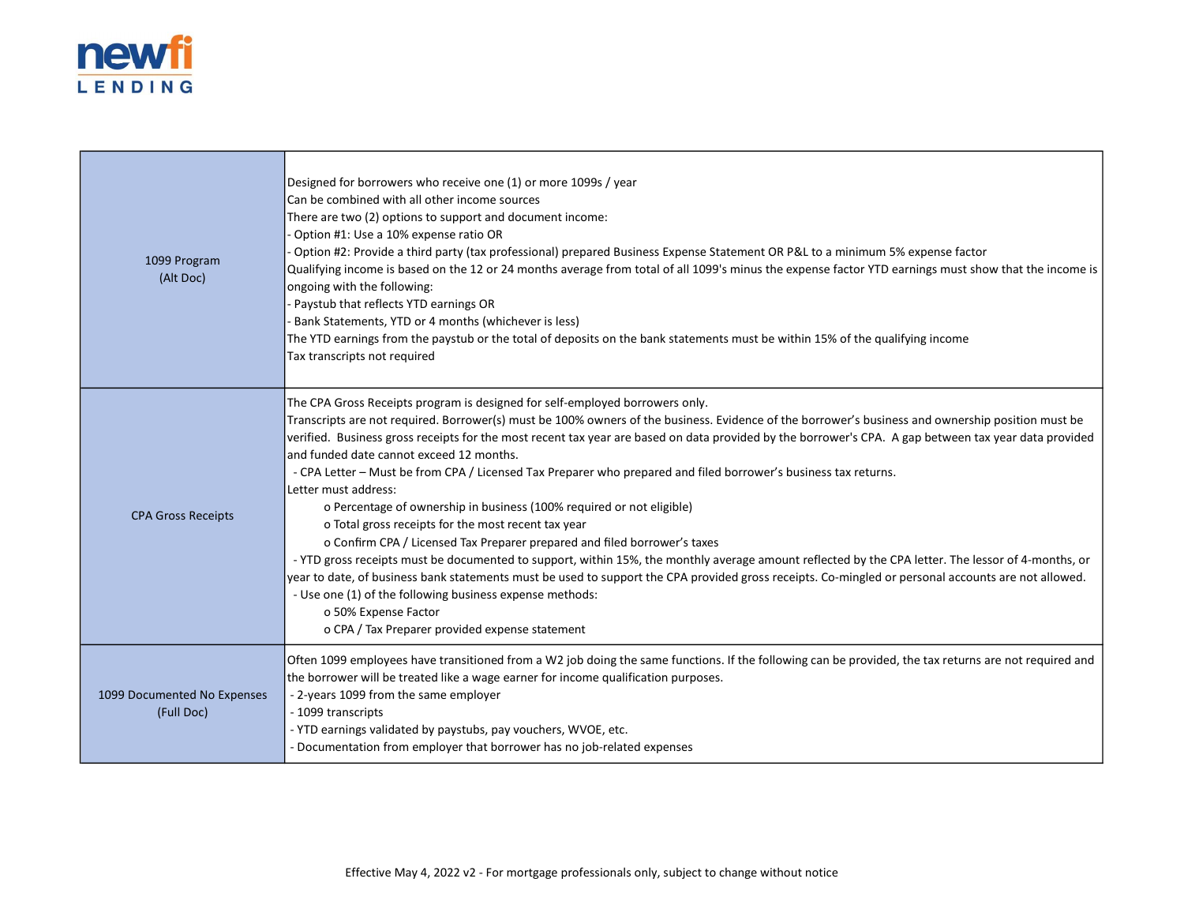| | |
|---|---|
| 1099 Program (Alt Doc) | Designed for borrowers who receive one (1) or more 1099s / year<br>Can be combined with all other income sources<br>There are two (2) options to support and document income:<br>- Option #1: Use a 10% expense ratio OR<br>- Option #2: Provide a third party (tax professional) prepared Business Expense Statement OR P&L to a minimum 5% expense factor<br>Qualifying income is based on the 12 or 24 months average from total of all 1099's minus the expense factor YTD earnings must show that the income is ongoing with the following:<br>- Paystub that reflects YTD earnings OR<br>- Bank Statements, YTD or 4 months (whichever is less)<br>The YTD earnings from the paystub or the total of deposits on the bank statements must be within 15% of the qualifying income<br>Tax transcripts not required |
| CPA Gross Receipts | The CPA Gross Receipts program is designed for self-employed borrowers only.<br>Transcripts are not required. Borrower(s) must be 100% owners of the business. Evidence of the borrower's business and ownership position must be verified. Business gross receipts for the most recent tax year are based on data provided by the borrower's CPA. A gap between tax year data provided and funded date cannot exceed 12 months.<br>- CPA Letter – Must be from CPA / Licensed Tax Preparer who prepared and filed borrower's business tax returns.<br>Letter must address:<br>o Percentage of ownership in business (100% required or not eligible)<br>o Total gross receipts for the most recent tax year<br>o Confirm CPA / Licensed Tax Preparer prepared and filed borrower's taxes<br>- YTD gross receipts must be documented to support, within 15%, the monthly average amount reflected by the CPA letter. The lessor of 4-months, or year to date, of business bank statements must be used to support the CPA provided gross receipts. Co-mingled or personal accounts are not allowed.<br>- Use one (1) of the following business expense methods:<br>o 50% Expense Factor<br>o CPA / Tax Preparer provided expense statement |
| 1099 Documented No Expenses (Full Doc) | Often 1099 employees have transitioned from a W2 job doing the same functions. If the following can be provided, the tax returns are not required and the borrower will be treated like a wage earner for income qualification purposes.<br>- 2-years 1099 from the same employer<br>- 1099 transcripts<br>- YTD earnings validated by paystubs, pay vouchers, WVOE, etc.<br>- Documentation from employer that borrower has no job-related expenses |

Effective May 4, 2022 v2 - For mortgage professionals only, subject to change without notice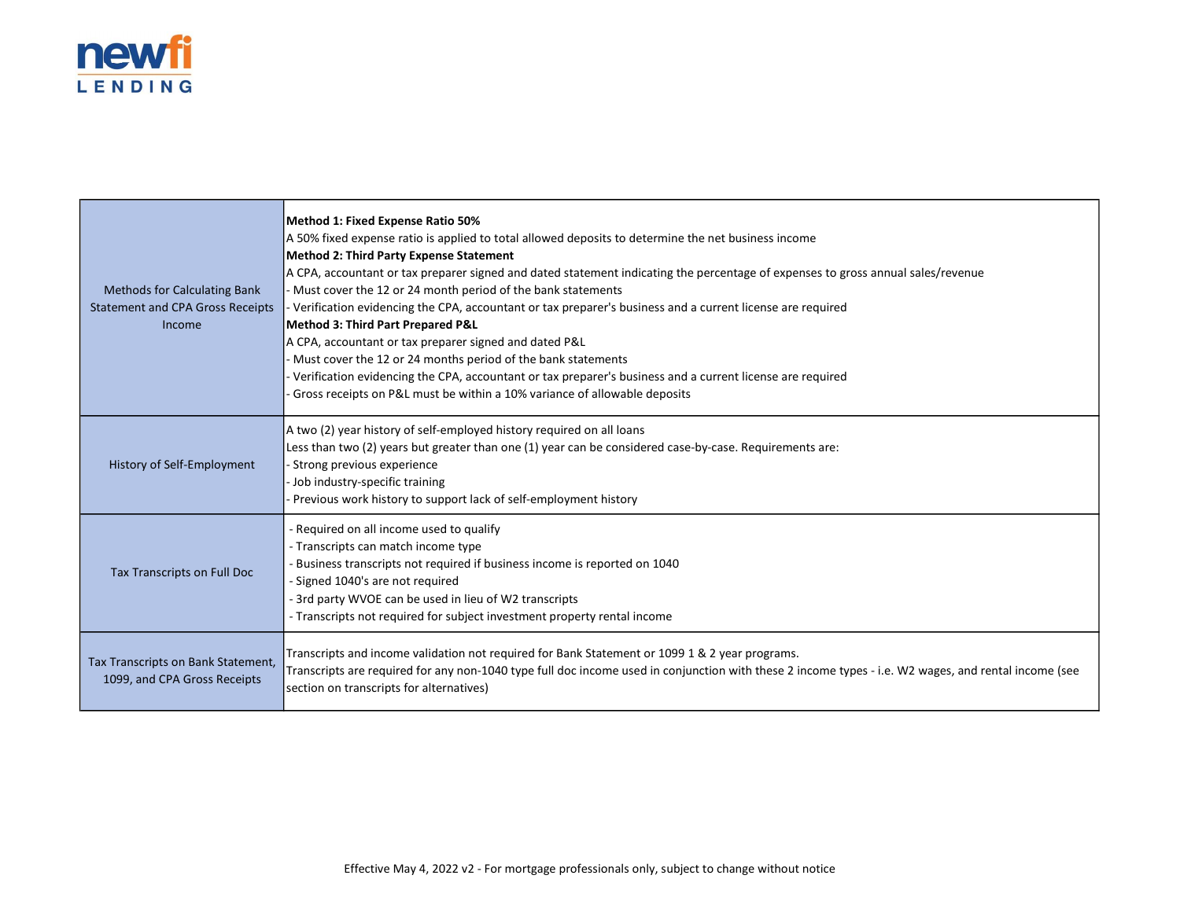| | |
|---|---|
| Methods for Calculating Bank Statement and CPA Gross Receipts Income | **Method 1: Fixed Expense Ratio 50%**<br>A 50% fixed expense ratio is applied to total allowed deposits to determine the net business income<br>**Method 2: Third Party Expense Statement**<br>A CPA, accountant or tax preparer signed and dated statement indicating the percentage of expenses to gross annual sales/revenue<br>- Must cover the 12 or 24 month period of the bank statements<br>- Verification evidencing the CPA, accountant or tax preparer's business and a current license are required<br>**Method 3: Third Part Prepared P&L**<br>A CPA, accountant or tax preparer signed and dated P&L<br>- Must cover the 12 or 24 months period of the bank statements<br>- Verification evidencing the CPA, accountant or tax preparer's business and a current license are required<br>- Gross receipts on P&L must be within a 10% variance of allowable deposits |
| History of Self-Employment | A two (2) year history of self-employed history required on all loans<br>Less than two (2) years but greater than one (1) year can be considered case-by-case. Requirements are:<br>- Strong previous experience<br>- Job industry-specific training<br>- Previous work history to support lack of self-employment history |
| Tax Transcripts on Full Doc | - Required on all income used to qualify<br>- Transcripts can match income type<br>- Business transcripts not required if business income is reported on 1040<br>- Signed 1040's are not required<br>- 3rd party WVOE can be used in lieu of W2 transcripts<br>- Transcripts not required for subject investment property rental income |
| Tax Transcripts on Bank Statement, 1099, and CPA Gross Receipts | Transcripts and income validation not required for Bank Statement or 1099 1 & 2 year programs.<br>Transcripts are required for any non-1040 type full doc income used in conjunction with these 2 income types - i.e. W2 wages, and rental income (see section on transcripts for alternatives) |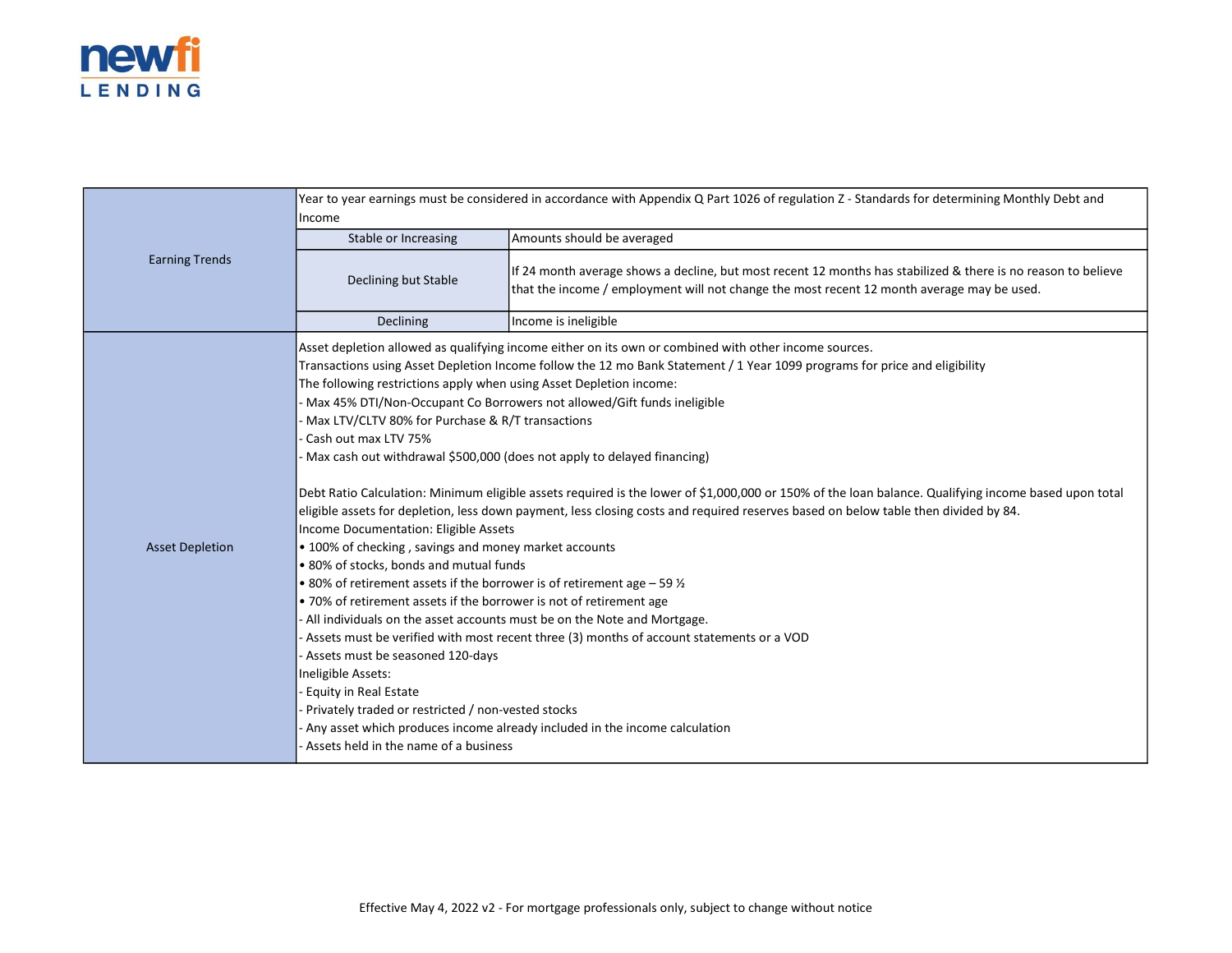| | | |
|---|---|---|
| Earning Trends | Year to year earnings must be considered in accordance with Appendix Q Part 1026 of regulation Z - Standards for determining Monthly Debt and Income | |
| | Stable or Increasing | Amounts should be averaged |
| | Declining but Stable | If 24 month average shows a decline, but most recent 12 months has stabilized & there is no reason to believe that the income / employment will not change the most recent 12 month average may be used. |
| | Declining | Income is ineligible |
| Asset Depletion | Asset depletion allowed as qualifying income either on its own or combined with other income sources.<br>Transactions using Asset Depletion Income follow the 12 mo Bank Statement / 1 Year 1099 programs for price and eligibility<br>The following restrictions apply when using Asset Depletion income:<br>- Max 45% DTI/Non-Occupant Co Borrowers not allowed/Gift funds ineligible<br>- Max LTV/CLTV 80% for Purchase & R/T transactions<br>- Cash out max LTV 75%<br>- Max cash out withdrawal $500,000 (does not apply to delayed financing)<br><br>Debt Ratio Calculation: Minimum eligible assets required is the lower of $1,000,000 or 150% of the loan balance. Qualifying income based upon total eligible assets for depletion, less down payment, less closing costs and required reserves based on below table then divided by 84.<br>Income Documentation: Eligible Assets<br>• 100% of checking , savings and money market accounts<br>• 80% of stocks, bonds and mutual funds<br>• 80% of retirement assets if the borrower is of retirement age – 59 ½<br>• 70% of retirement assets if the borrower is not of retirement age<br>- All individuals on the asset accounts must be on the Note and Mortgage.<br>- Assets must be verified with most recent three (3) months of account statements or a VOD<br>- Assets must be seasoned 120-days<br>Ineligible Assets:<br>- Equity in Real Estate<br>- Privately traded or restricted / non-vested stocks<br>- Any asset which produces income already included in the income calculation<br>- Assets held in the name of a business | |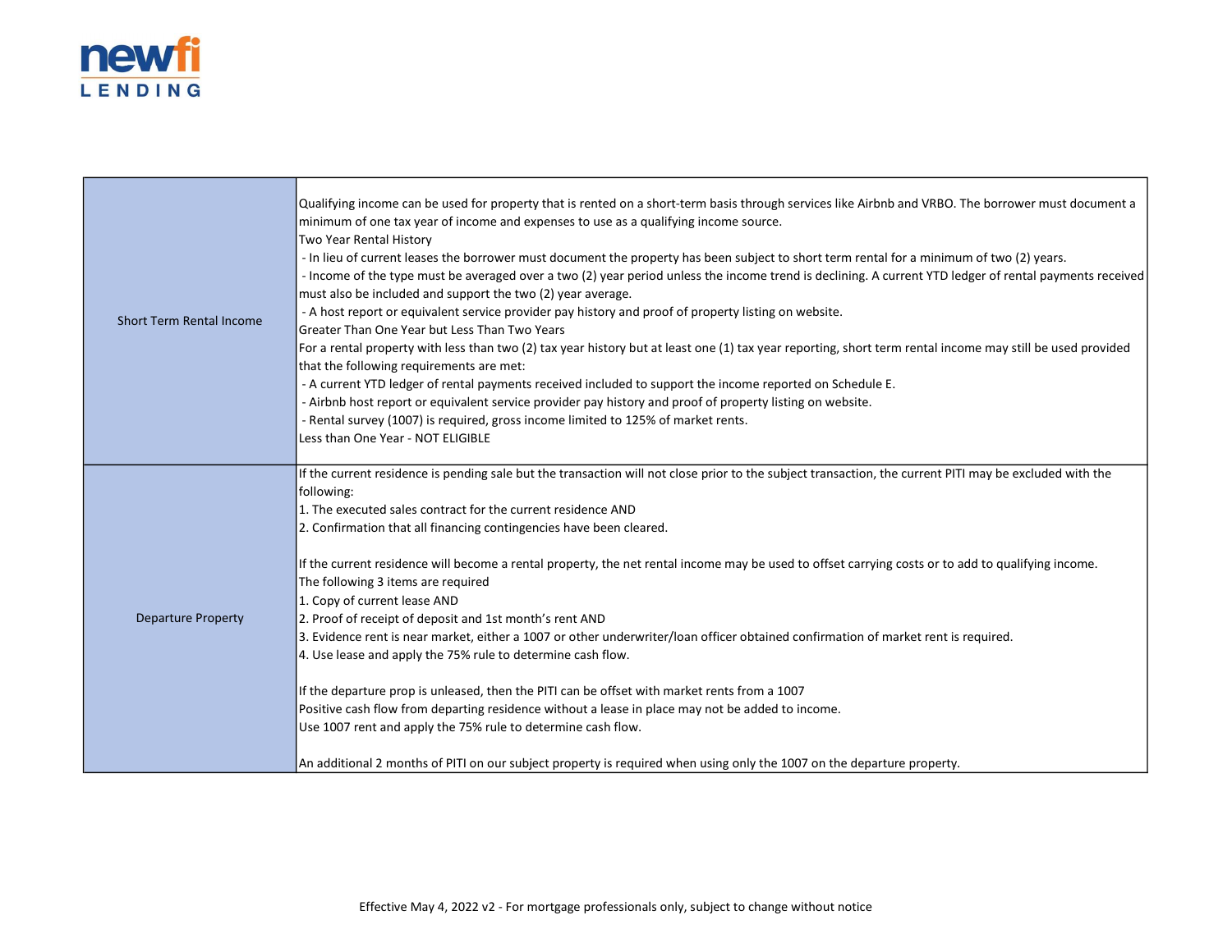| | |
|---|---|
| Short Term Rental Income | Qualifying income can be used for property that is rented on a short-term basis through services like Airbnb and VRBO. The borrower must document a minimum of one tax year of income and expenses to use as a qualifying income source.<br>Two Year Rental History<br> - In lieu of current leases the borrower must document the property has been subject to short term rental for a minimum of two (2) years.<br> - Income of the type must be averaged over a two (2) year period unless the income trend is declining. A current YTD ledger of rental payments received must also be included and support the two (2) year average.<br> - A host report or equivalent service provider pay history and proof of property listing on website.<br>Greater Than One Year but Less Than Two Years<br>For a rental property with less than two (2) tax year history but at least one (1) tax year reporting, short term rental income may still be used provided that the following requirements are met:<br> - A current YTD ledger of rental payments received included to support the income reported on Schedule E.<br> - Airbnb host report or equivalent service provider pay history and proof of property listing on website.<br> - Rental survey (1007) is required, gross income limited to 125% of market rents.<br>Less than One Year - NOT ELIGIBLE |
| Departure Property | If the current residence is pending sale but the transaction will not close prior to the subject transaction, the current PITI may be excluded with the following:<br>1. The executed sales contract for the current residence AND<br>2. Confirmation that all financing contingencies have been cleared.<br><br>If the current residence will become a rental property, the net rental income may be used to offset carrying costs or to add to qualifying income.<br>The following 3 items are required<br>1. Copy of current lease AND<br>2. Proof of receipt of deposit and 1st month's rent AND<br>3. Evidence rent is near market, either a 1007 or other underwriter/loan officer obtained confirmation of market rent is required.<br>4. Use lease and apply the 75% rule to determine cash flow.<br><br>If the departure prop is unleased, then the PITI can be offset with market rents from a 1007<br>Positive cash flow from departing residence without a lease in place may not be added to income.<br>Use 1007 rent and apply the 75% rule to determine cash flow.<br><br>An additional 2 months of PITI on our subject property is required when using only the 1007 on the departure property. |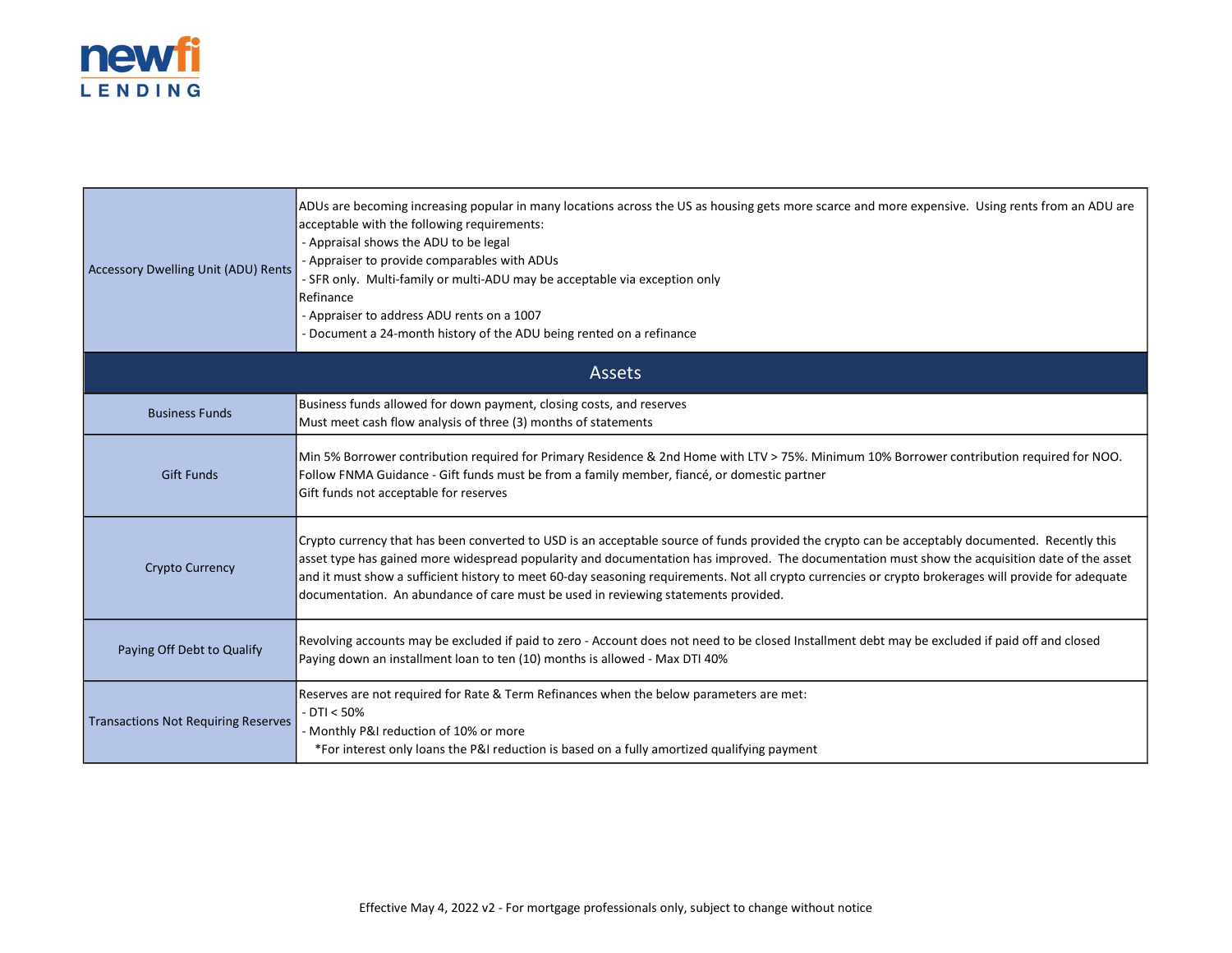| | |
|---|---|
| Accessory Dwelling Unit (ADU) Rents | ADUs are becoming increasing popular in many locations across the US as housing gets more scarce and more expensive. Using rents from an ADU are acceptable with the following requirements:<br>- Appraisal shows the ADU to be legal<br>- Appraiser to provide comparables with ADUs<br>- SFR only. Multi-family or multi-ADU may be acceptable via exception only<br>Refinance<br>- Appraiser to address ADU rents on a 1007<br>- Document a 24-month history of the ADU being rented on a refinance |
| **Assets** | |
| Business Funds | Business funds allowed for down payment, closing costs, and reserves<br>Must meet cash flow analysis of three (3) months of statements |
| Gift Funds | Min 5% Borrower contribution required for Primary Residence & 2nd Home with LTV > 75%. Minimum 10% Borrower contribution required for NOO.<br>Follow FNMA Guidance - Gift funds must be from a family member, fiancé, or domestic partner<br>Gift funds not acceptable for reserves |
| Crypto Currency | Crypto currency that has been converted to USD is an acceptable source of funds provided the crypto can be acceptably documented. Recently this asset type has gained more widespread popularity and documentation has improved. The documentation must show the acquisition date of the asset and it must show a sufficient history to meet 60-day seasoning requirements. Not all crypto currencies or crypto brokerages will provide for adequate documentation. An abundance of care must be used in reviewing statements provided. |
| Paying Off Debt to Qualify | Revolving accounts may be excluded if paid to zero - Account does not need to be closed Installment debt may be excluded if paid off and closed<br>Paying down an installment loan to ten (10) months is allowed - Max DTI 40% |
| Transactions Not Requiring Reserves | Reserves are not required for Rate & Term Refinances when the below parameters are met:<br>- DTI < 50%<br>- Monthly P&I reduction of 10% or more<br>*For interest only loans the P&I reduction is based on a fully amortized qualifying payment |

Effective May 4, 2022 v2 - For mortgage professionals only, subject to change without notice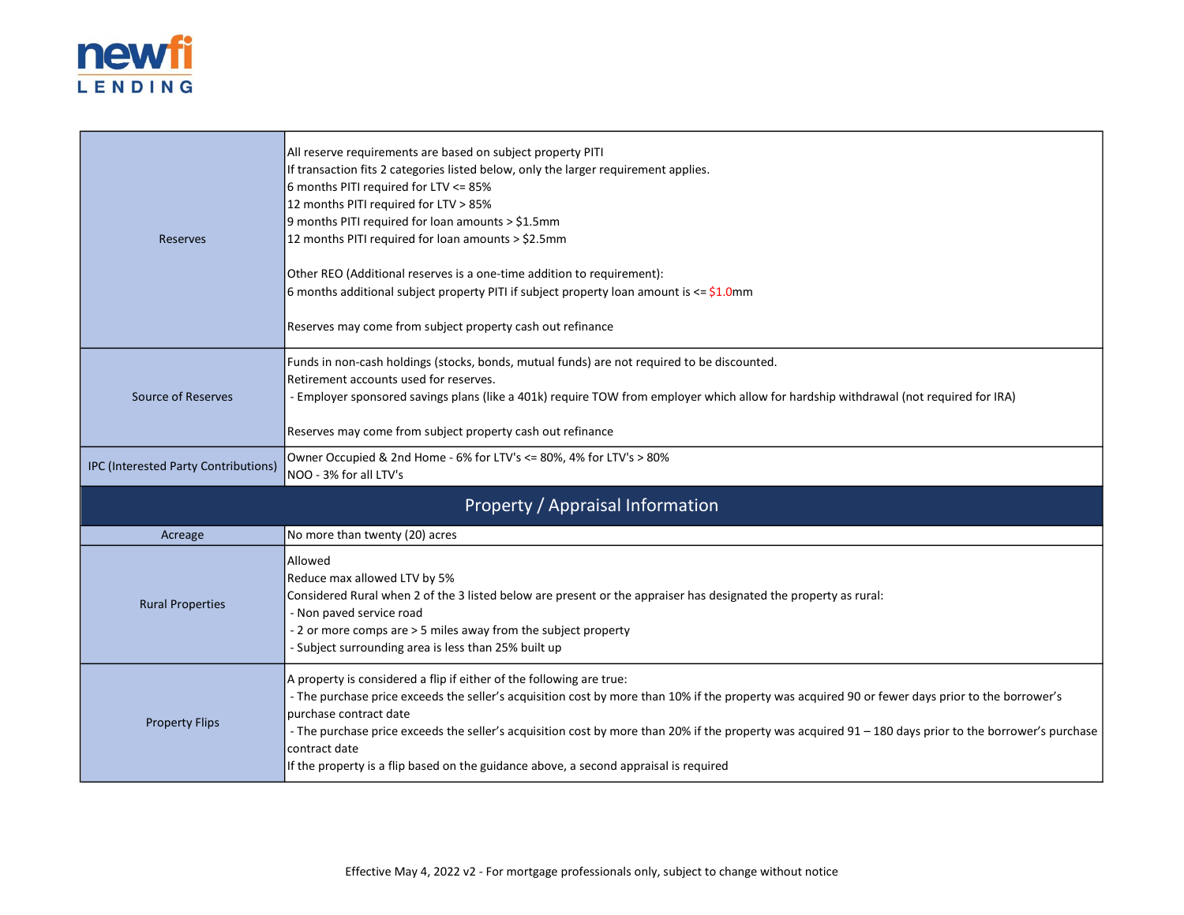| | |
|---|---|
| Reserves | All reserve requirements are based on subject property PITI<br>If transaction fits 2 categories listed below, only the larger requirement applies.<br>6 months PITI required for LTV <= 85%<br>12 months PITI required for LTV > 85%<br>9 months PITI required for loan amounts > $1.5mm<br>12 months PITI required for loan amounts > $2.5mm<br><br>Other REO (Additional reserves is a one-time addition to requirement):<br>6 months additional subject property PITI if subject property loan amount is <= $1.0mm<br><br>Reserves may come from subject property cash out refinance |
| Source of Reserves | Funds in non-cash holdings (stocks, bonds, mutual funds) are not required to be discounted.<br>Retirement accounts used for reserves.<br>- Employer sponsored savings plans (like a 401k) require TOW from employer which allow for hardship withdrawal (not required for IRA)<br><br>Reserves may come from subject property cash out refinance |
| IPC (Interested Party Contributions) | Owner Occupied & 2nd Home - 6% for LTV's <= 80%, 4% for LTV's > 80%<br>NOO - 3% for all LTV's |
| **Property / Appraisal Information** | |
| Acreage | No more than twenty (20) acres |
| Rural Properties | Allowed<br>Reduce max allowed LTV by 5%<br>Considered Rural when 2 of the 3 listed below are present or the appraiser has designated the property as rural:<br>- Non paved service road<br>- 2 or more comps are > 5 miles away from the subject property<br>- Subject surrounding area is less than 25% built up |
| Property Flips | A property is considered a flip if either of the following are true:<br>- The purchase price exceeds the seller's acquisition cost by more than 10% if the property was acquired 90 or fewer days prior to the borrower's purchase contract date<br>- The purchase price exceeds the seller's acquisition cost by more than 20% if the property was acquired 91 – 180 days prior to the borrower's purchase contract date<br>If the property is a flip based on the guidance above, a second appraisal is required |

Effective May 4, 2022 v2 - For mortgage professionals only, subject to change without notice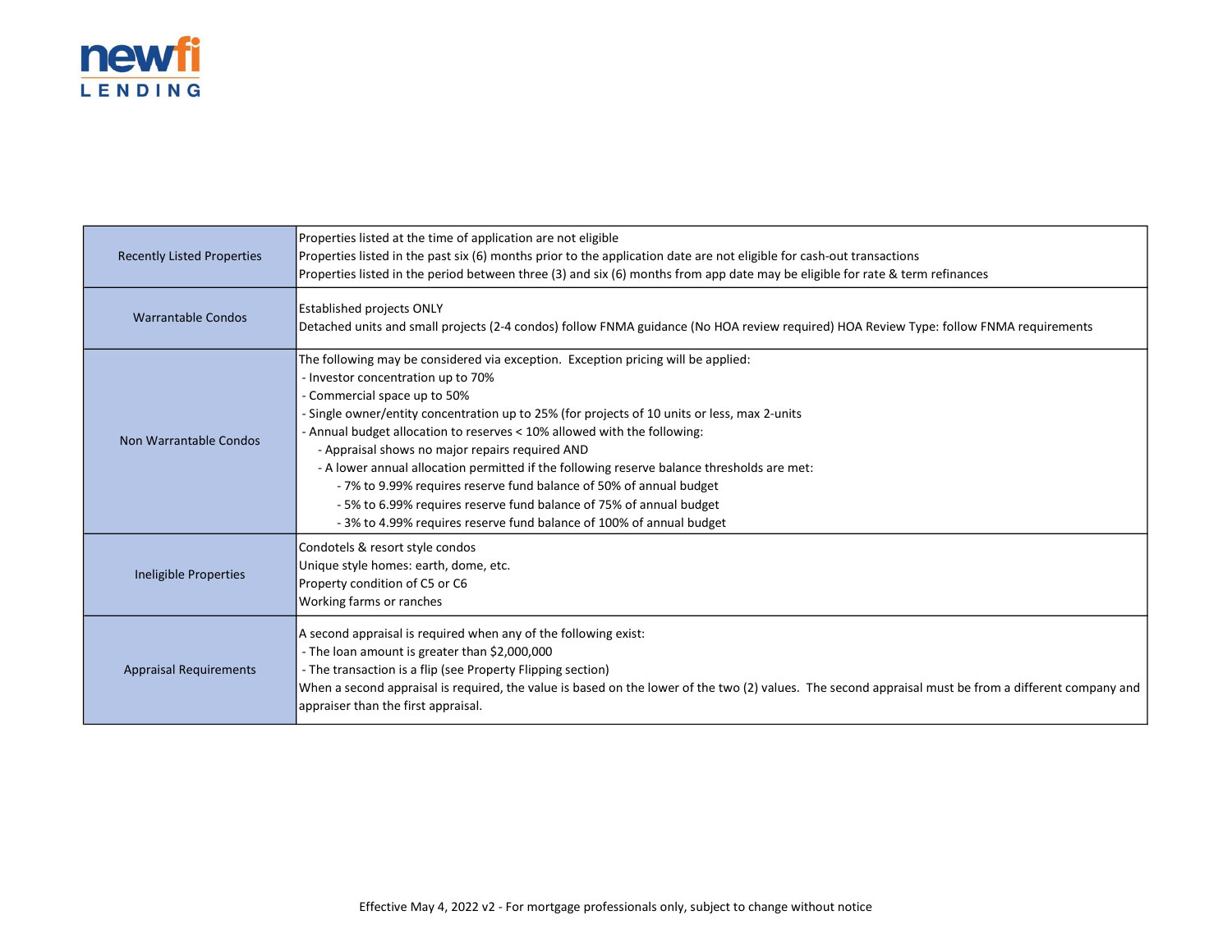| | |
|---|---|
| Recently Listed Properties | Properties listed at the time of application are not eligible<br>Properties listed in the past six (6) months prior to the application date are not eligible for cash-out transactions<br>Properties listed in the period between three (3) and six (6) months from app date may be eligible for rate & term refinances |
| Warrantable Condos | Established projects ONLY<br>Detached units and small projects (2-4 condos) follow FNMA guidance (No HOA review required) HOA Review Type: follow FNMA requirements |
| Non Warrantable Condos | The following may be considered via exception. Exception pricing will be applied:<br>- Investor concentration up to 70%<br>- Commercial space up to 50%<br>- Single owner/entity concentration up to 25% (for projects of 10 units or less, max 2-units<br>- Annual budget allocation to reserves < 10% allowed with the following:<br>&nbsp;&nbsp;&nbsp;&nbsp;- Appraisal shows no major repairs required AND<br>&nbsp;&nbsp;&nbsp;&nbsp;- A lower annual allocation permitted if the following reserve balance thresholds are met:<br>&nbsp;&nbsp;&nbsp;&nbsp;&nbsp;&nbsp;&nbsp;&nbsp;- 7% to 9.99% requires reserve fund balance of 50% of annual budget<br>&nbsp;&nbsp;&nbsp;&nbsp;&nbsp;&nbsp;&nbsp;&nbsp;- 5% to 6.99% requires reserve fund balance of 75% of annual budget<br>&nbsp;&nbsp;&nbsp;&nbsp;&nbsp;&nbsp;&nbsp;&nbsp;- 3% to 4.99% requires reserve fund balance of 100% of annual budget |
| Ineligible Properties | Condotels & resort style condos<br>Unique style homes: earth, dome, etc.<br>Property condition of C5 or C6<br>Working farms or ranches |
| Appraisal Requirements | A second appraisal is required when any of the following exist:<br>- The loan amount is greater than $2,000,000<br>- The transaction is a flip (see Property Flipping section)<br>When a second appraisal is required, the value is based on the lower of the two (2) values. The second appraisal must be from a different company and appraiser than the first appraisal. |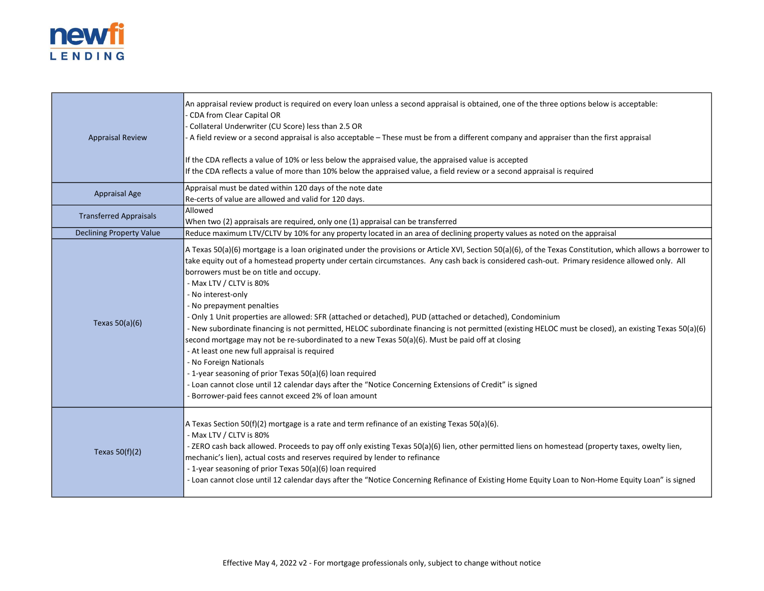| | |
|---|---|
| Appraisal Review | An appraisal review product is required on every loan unless a second appraisal is obtained, one of the three options below is acceptable:<br>- CDA from Clear Capital OR<br>- Collateral Underwriter (CU Score) less than 2.5 OR<br>- A field review or a second appraisal is also acceptable – These must be from a different company and appraiser than the first appraisal<br><br>If the CDA reflects a value of 10% or less below the appraised value, the appraised value is accepted<br>If the CDA reflects a value of more than 10% below the appraised value, a field review or a second appraisal is required |
| Appraisal Age | Appraisal must be dated within 120 days of the note date<br>Re-certs of value are allowed and valid for 120 days. |
| Transferred Appraisals | Allowed<br>When two (2) appraisals are required, only one (1) appraisal can be transferred |
| Declining Property Value | Reduce maximum LTV/CLTV by 10% for any property located in an area of declining property values as noted on the appraisal |
| Texas 50(a)(6) | A Texas 50(a)(6) mortgage is a loan originated under the provisions or Article XVI, Section 50(a)(6), of the Texas Constitution, which allows a borrower to take equity out of a homestead property under certain circumstances. Any cash back is considered cash-out. Primary residence allowed only. All borrowers must be on title and occupy.<br>- Max LTV / CLTV is 80%<br>- No interest-only<br>- No prepayment penalties<br>- Only 1 Unit properties are allowed: SFR (attached or detached), PUD (attached or detached), Condominium<br>- New subordinate financing is not permitted, HELOC subordinate financing is not permitted (existing HELOC must be closed), an existing Texas 50(a)(6) second mortgage may not be re-subordinated to a new Texas 50(a)(6). Must be paid off at closing<br>- At least one new full appraisal is required<br>- No Foreign Nationals<br>- 1-year seasoning of prior Texas 50(a)(6) loan required<br>- Loan cannot close until 12 calendar days after the "Notice Concerning Extensions of Credit" is signed<br>- Borrower-paid fees cannot exceed 2% of loan amount |
| Texas 50(f)(2) | A Texas Section 50(f)(2) mortgage is a rate and term refinance of an existing Texas 50(a)(6).<br>- Max LTV / CLTV is 80%<br>- ZERO cash back allowed. Proceeds to pay off only existing Texas 50(a)(6) lien, other permitted liens on homestead (property taxes, owelty lien, mechanic's lien), actual costs and reserves required by lender to refinance<br>- 1-year seasoning of prior Texas 50(a)(6) loan required<br>- Loan cannot close until 12 calendar days after the "Notice Concerning Refinance of Existing Home Equity Loan to Non-Home Equity Loan" is signed |

Effective May 4, 2022 v2 - For mortgage professionals only, subject to change without notice